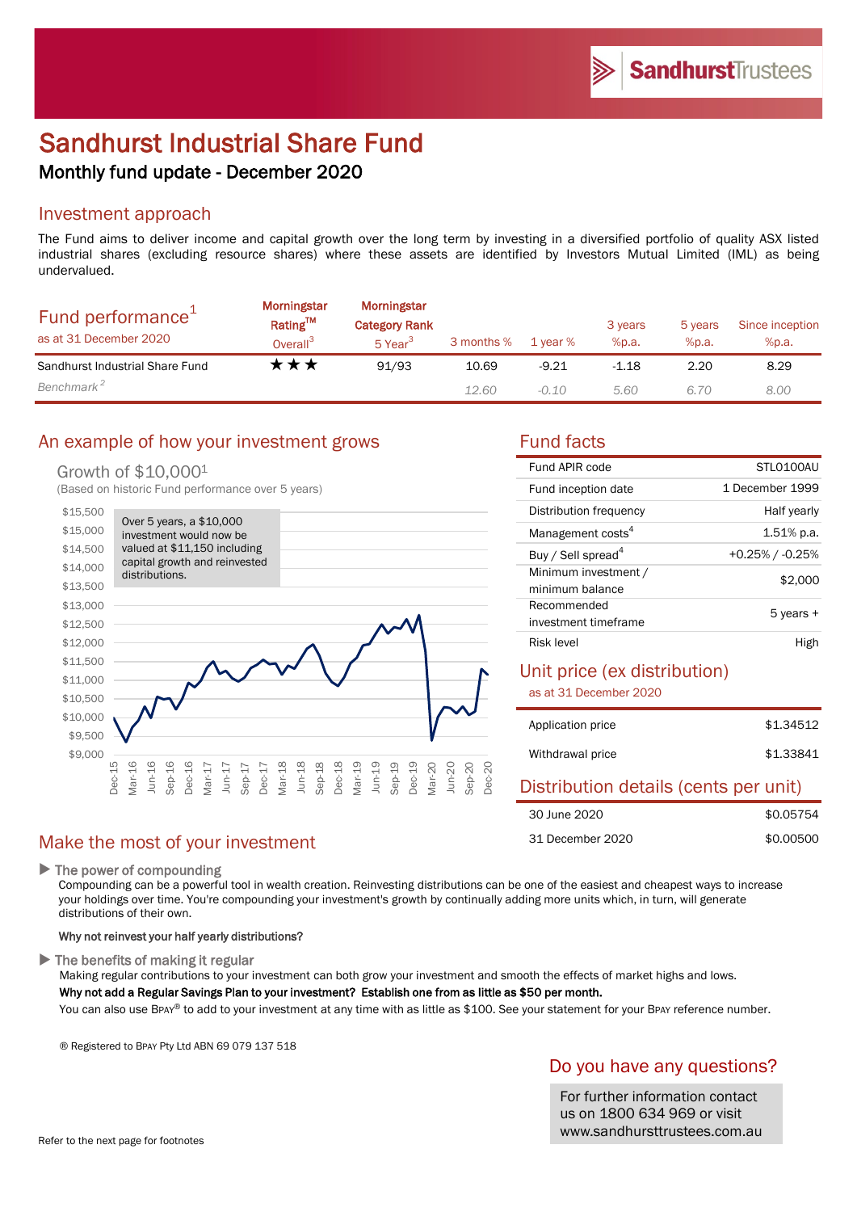# Sandhurst Industrial Share Fund

## Monthly fund update - December 2020

## Investment approach

The Fund aims to deliver income and capital growth over the long term by investing in a diversified portfolio of quality ASX listed industrial shares (excluding resource shares) where these assets are identified by Investors Mutual Limited (IML) as being undervalued.

## Fund performance[1]

as at 31 December 2020

| | Morningstar Rating™ Overall[3] | Morningstar Category Rank 5 Year[3] | 3 months % | 1 year % | 3 years %p.a. | 5 years %p.a. | Since inception %p.a. |
|---|---|---|---|---|---|---|---|
| Sandhurst Industrial Share Fund | ★★★ | 91/93 | 10.69 | -9.21 | -1.18 | 2.20 | 8.29 |
| *Benchmark*[2] | | | *12.60* | *-0.10* | *5.60* | *6.70* | *8.00* |

## An example of how your investment grows

Growth of $10,000[1]

(Based on historic Fund performance over 5 years)

Over 5 years, a $10,000 investment would now be valued at $11,150 including capital growth and reinvested distributions.

## Fund facts

| | |
|---|---|
| Fund APIR code | STL0100AU |
| Fund inception date | 1 December 1999 |
| Distribution frequency | Half yearly |
| Management costs[4] | 1.51% p.a. |
| Buy / Sell spread[4] | +0.25% / -0.25% |
| Minimum investment / minimum balance | $2,000 |
| Recommended investment timeframe | 5 years + |
| Risk level | High |

## Unit price (ex distribution)

as at 31 December 2020

| | |
|---|---|
| Application price | $1.34512 |
| Withdrawal price | $1.33841 |

## Distribution details (cents per unit)

| | |
|---|---|
| 30 June 2020 | $0.05754 |
| 31 December 2020 | $0.00500 |

## Make the most of your investment

▶ **The power of compounding**

Compounding can be a powerful tool in wealth creation. Reinvesting distributions can be one of the easiest and cheapest ways to increase your holdings over time. You're compounding your investment's growth by continually adding more units which, in turn, will generate distributions of their own.

**Why not reinvest your half yearly distributions?**

▶ **The benefits of making it regular**

Making regular contributions to your investment can both grow your investment and smooth the effects of market highs and lows.

**Why not add a Regular Savings Plan to your investment? Establish one from as little as $50 per month.**

You can also use BPAY® to add to your investment at any time with as little as $100. See your statement for your BPAY reference number.

® Registered to BPAY Pty Ltd ABN 69 079 137 518

## Do you have any questions?

For further information contact us on 1800 634 969 or visit www.sandhursttrustees.com.au

Refer to the next page for footnotes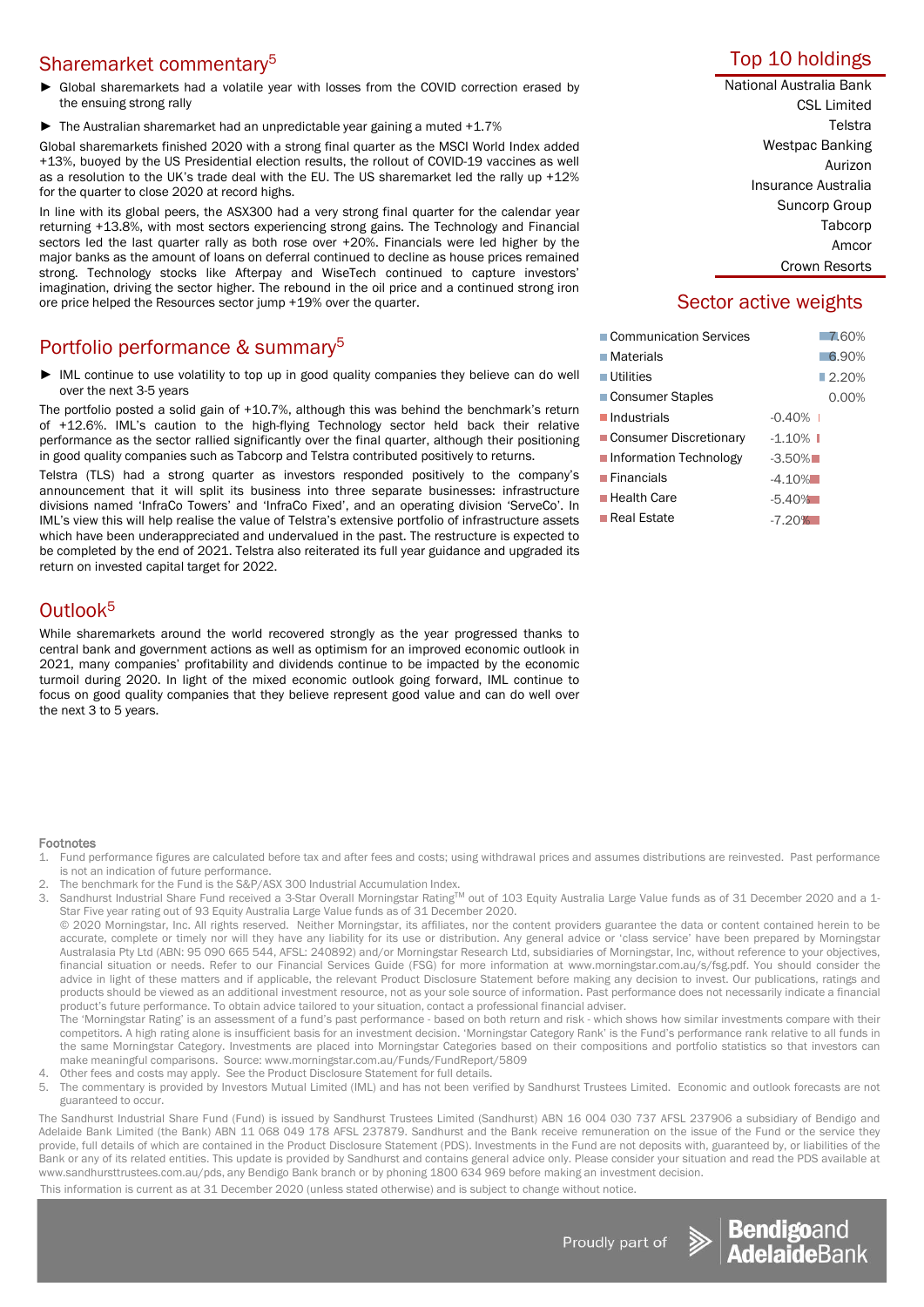## Sharemarket commentary[5]

- Global sharemarkets had a volatile year with losses from the COVID correction erased by the ensuing strong rally
- The Australian sharemarket had an unpredictable year gaining a muted +1.7%

Global sharemarkets finished 2020 with a strong final quarter as the MSCI World Index added +13%, buoyed by the US Presidential election results, the rollout of COVID-19 vaccines as well as a resolution to the UK's trade deal with the EU. The US sharemarket led the rally up +12% for the quarter to close 2020 at record highs.

In line with its global peers, the ASX300 had a very strong final quarter for the calendar year returning +13.8%, with most sectors experiencing strong gains. The Technology and Financial sectors led the last quarter rally as both rose over +20%. Financials were led higher by the major banks as the amount of loans on deferral continued to decline as house prices remained strong. Technology stocks like Afterpay and WiseTech continued to capture investors' imagination, driving the sector higher. The rebound in the oil price and a continued strong iron ore price helped the Resources sector jump +19% over the quarter.

## Portfolio performance & summary[5]

- IML continue to use volatility to top up in good quality companies they believe can do well over the next 3-5 years

The portfolio posted a solid gain of +10.7%, although this was behind the benchmark's return of +12.6%. IML's caution to the high-flying Technology sector held back their relative performance as the sector rallied significantly over the final quarter, although their positioning in good quality companies such as Tabcorp and Telstra contributed positively to returns.

Telstra (TLS) had a strong quarter as investors responded positively to the company's announcement that it will split its business into three separate businesses: infrastructure divisions named 'InfraCo Towers' and 'InfraCo Fixed', and an operating division 'ServeCo'. In IML's view this will help realise the value of Telstra's extensive portfolio of infrastructure assets which have been underappreciated and undervalued in the past. The restructure is expected to be completed by the end of 2021. Telstra also reiterated its full year guidance and upgraded its return on invested capital target for 2022.

## Outlook[5]

While sharemarkets around the world recovered strongly as the year progressed thanks to central bank and government actions as well as optimism for an improved economic outlook in 2021, many companies' profitability and dividends continue to be impacted by the economic turmoil during 2020. In light of the mixed economic outlook going forward, IML continue to focus on good quality companies that they believe represent good value and can do well over the next 3 to 5 years.

## Top 10 holdings

National Australia Bank
CSL Limited
Telstra
Westpac Banking
Aurizon
Insurance Australia
Suncorp Group
Tabcorp
Amcor
Crown Resorts

## Sector active weights

Communication Services 7.60%
Materials 6.90%
Utilities 2.20%
Consumer Staples 0.00%
Industrials -0.40%
Consumer Discretionary -1.10%
Information Technology -3.50%
Financials -4.10%
Health Care -5.40%
Real Estate -7.20%

### Footnotes

1. Fund performance figures are calculated before tax and after fees and costs; using withdrawal prices and assumes distributions are reinvested. Past performance is not an indication of future performance.
2. The benchmark for the Fund is the S&P/ASX 300 Industrial Accumulation Index.
3. Sandhurst Industrial Share Fund received a 3-Star Overall Morningstar Rating™ out of 103 Equity Australia Large Value funds as of 31 December 2020 and a 1-Star Five year rating out of 93 Equity Australia Large Value funds as of 31 December 2020.
   © 2020 Morningstar, Inc. All rights reserved. Neither Morningstar, its affiliates, nor the content providers guarantee the data or content contained herein to be accurate, complete or timely nor will they have any liability for its use or distribution. Any general advice or 'class service' have been prepared by Morningstar Australasia Pty Ltd (ABN: 95 090 665 544, AFSL: 240892) and/or Morningstar Research Ltd, subsidiaries of Morningstar, Inc, without reference to your objectives, financial situation or needs. Refer to our Financial Services Guide (FSG) for more information at www.morningstar.com.au/s/fsg.pdf. You should consider the advice in light of these matters and if applicable, the relevant Product Disclosure Statement before making any decision to invest. Our publications, ratings and products should be viewed as an additional investment resource, not as your sole source of information. Past performance does not necessarily indicate a financial product's future performance. To obtain advice tailored to your situation, contact a professional financial adviser.
   The 'Morningstar Rating' is an assessment of a fund's past performance - based on both return and risk - which shows how similar investments compare with their competitors. A high rating alone is insufficient basis for an investment decision. 'Morningstar Category Rank' is the Fund's performance rank relative to all funds in the same Morningstar Category. Investments are placed into Morningstar Categories based on their compositions and portfolio statistics so that investors can make meaningful comparisons. Source: www.morningstar.com.au/Funds/FundReport/5809
4. Other fees and costs may apply. See the Product Disclosure Statement for full details.
5. The commentary is provided by Investors Mutual Limited (IML) and has not been verified by Sandhurst Trustees Limited. Economic and outlook forecasts are not guaranteed to occur.

The Sandhurst Industrial Share Fund (Fund) is issued by Sandhurst Trustees Limited (Sandhurst) ABN 16 004 030 737 AFSL 237906 a subsidiary of Bendigo and Adelaide Bank Limited (the Bank) ABN 11 068 049 178 AFSL 237879. Sandhurst and the Bank receive remuneration on the issue of the Fund or the service they provide, full details of which are contained in the Product Disclosure Statement (PDS). Investments in the Fund are not deposits with, guaranteed by, or liabilities of the Bank or any of its related entities. This update is provided by Sandhurst and contains general advice only. Please consider your situation and read the PDS available at www.sandhursttrustees.com.au/pds, any Bendigo Bank branch or by phoning 1800 634 969 before making an investment decision.

This information is current as at 31 December 2020 (unless stated otherwise) and is subject to change without notice.

Proudly part of Bendigo and Adelaide Bank